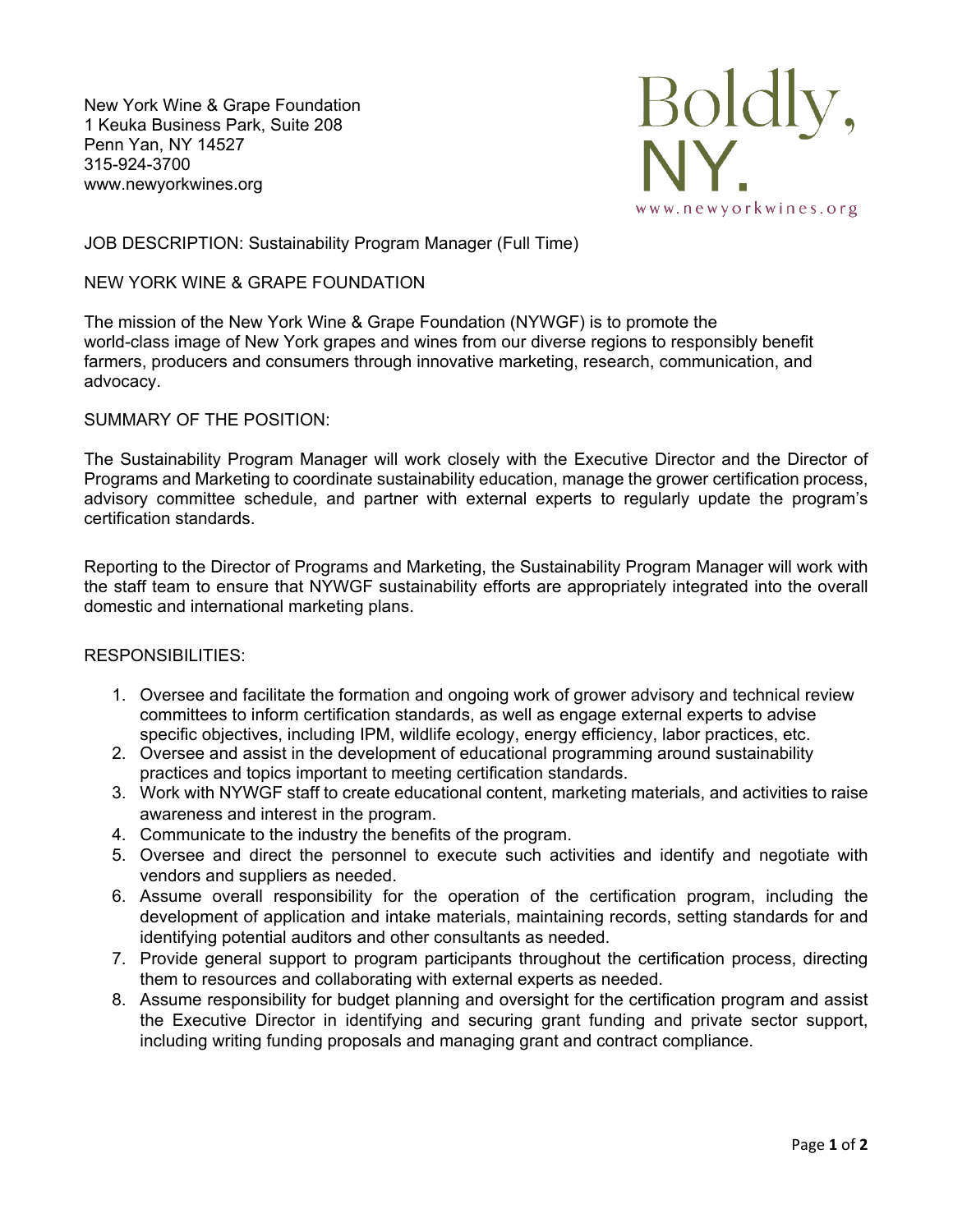New York Wine & Grape Foundation
1 Keuka Business Park, Suite 208
Penn Yan, NY 14527
315-924-3700
www.newyorkwines.org

Boldly, NY.
www.newyorkwines.org

JOB DESCRIPTION: Sustainability Program Manager (Full Time)

NEW YORK WINE & GRAPE FOUNDATION

The mission of the New York Wine & Grape Foundation (NYWGF) is to promote the world-class image of New York grapes and wines from our diverse regions to responsibly benefit farmers, producers and consumers through innovative marketing, research, communication, and advocacy.

SUMMARY OF THE POSITION:

The Sustainability Program Manager will work closely with the Executive Director and the Director of Programs and Marketing to coordinate sustainability education, manage the grower certification process, advisory committee schedule, and partner with external experts to regularly update the program's certification standards.

Reporting to the Director of Programs and Marketing, the Sustainability Program Manager will work with the staff team to ensure that NYWGF sustainability efforts are appropriately integrated into the overall domestic and international marketing plans.

RESPONSIBILITIES:

1. Oversee and facilitate the formation and ongoing work of grower advisory and technical review committees to inform certification standards, as well as engage external experts to advise specific objectives, including IPM, wildlife ecology, energy efficiency, labor practices, etc.
2. Oversee and assist in the development of educational programming around sustainability practices and topics important to meeting certification standards.
3. Work with NYWGF staff to create educational content, marketing materials, and activities to raise awareness and interest in the program.
4. Communicate to the industry the benefits of the program.
5. Oversee and direct the personnel to execute such activities and identify and negotiate with vendors and suppliers as needed.
6. Assume overall responsibility for the operation of the certification program, including the development of application and intake materials, maintaining records, setting standards for and identifying potential auditors and other consultants as needed.
7. Provide general support to program participants throughout the certification process, directing them to resources and collaborating with external experts as needed.
8. Assume responsibility for budget planning and oversight for the certification program and assist the Executive Director in identifying and securing grant funding and private sector support, including writing funding proposals and managing grant and contract compliance.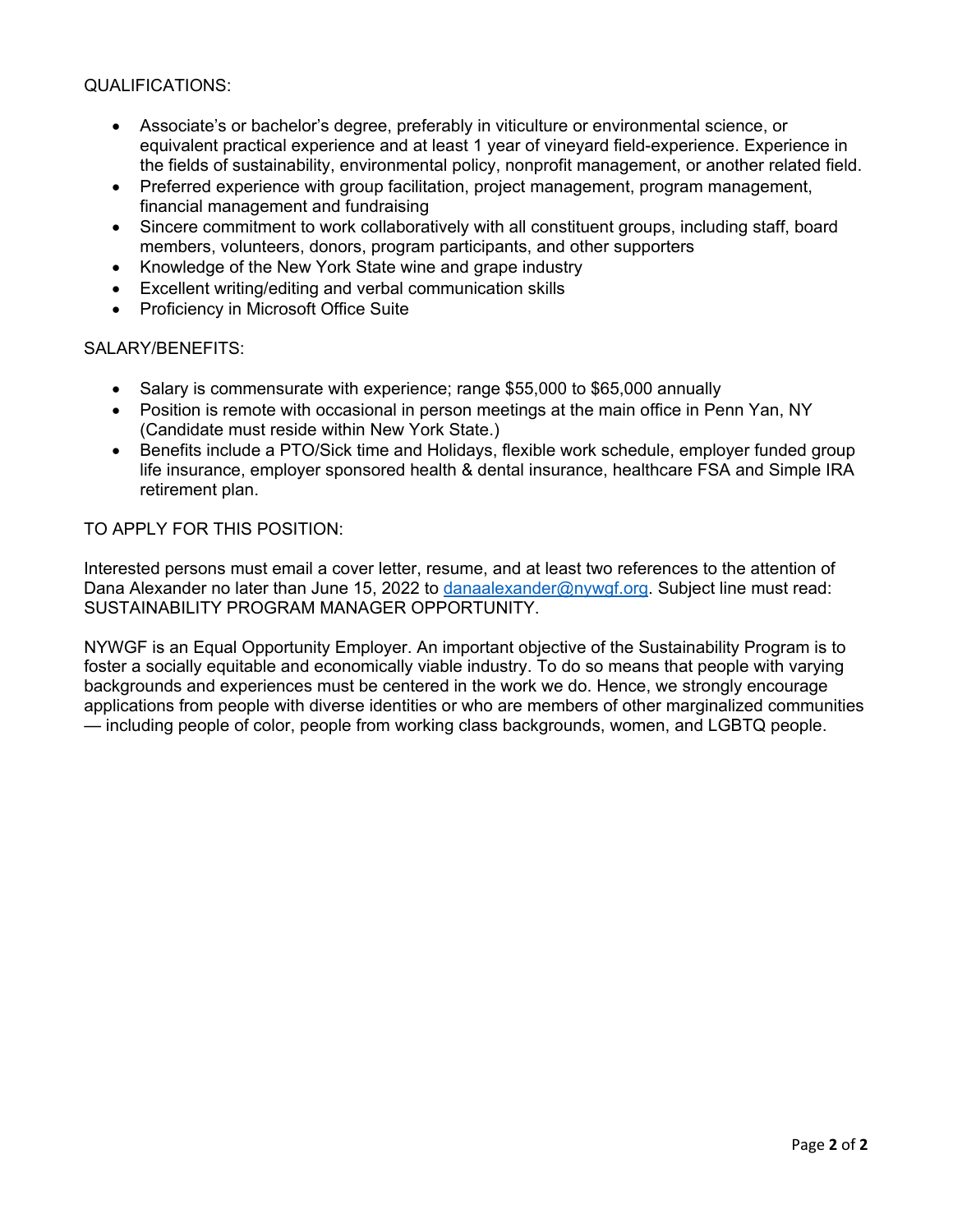## QUALIFICATIONS:

- Associate's or bachelor's degree, preferably in viticulture or environmental science, or equivalent practical experience and at least 1 year of vineyard field-experience. Experience in the fields of sustainability, environmental policy, nonprofit management, or another related field.
- Preferred experience with group facilitation, project management, program management, financial management and fundraising
- Sincere commitment to work collaboratively with all constituent groups, including staff, board members, volunteers, donors, program participants, and other supporters
- Knowledge of the New York State wine and grape industry
- Excellent writing/editing and verbal communication skills
- Proficiency in Microsoft Office Suite

## SALARY/BENEFITS:

- Salary is commensurate with experience; range $55,000 to $65,000 annually
- Position is remote with occasional in person meetings at the main office in Penn Yan, NY (Candidate must reside within New York State.)
- Benefits include a PTO/Sick time and Holidays, flexible work schedule, employer funded group life insurance, employer sponsored health & dental insurance, healthcare FSA and Simple IRA retirement plan.

## TO APPLY FOR THIS POSITION:

Interested persons must email a cover letter, resume, and at least two references to the attention of Dana Alexander no later than June 15, 2022 to danaalexander@nywgf.org. Subject line must read: SUSTAINABILITY PROGRAM MANAGER OPPORTUNITY.

NYWGF is an Equal Opportunity Employer. An important objective of the Sustainability Program is to foster a socially equitable and economically viable industry. To do so means that people with varying backgrounds and experiences must be centered in the work we do. Hence, we strongly encourage applications from people with diverse identities or who are members of other marginalized communities — including people of color, people from working class backgrounds, women, and LGBTQ people.